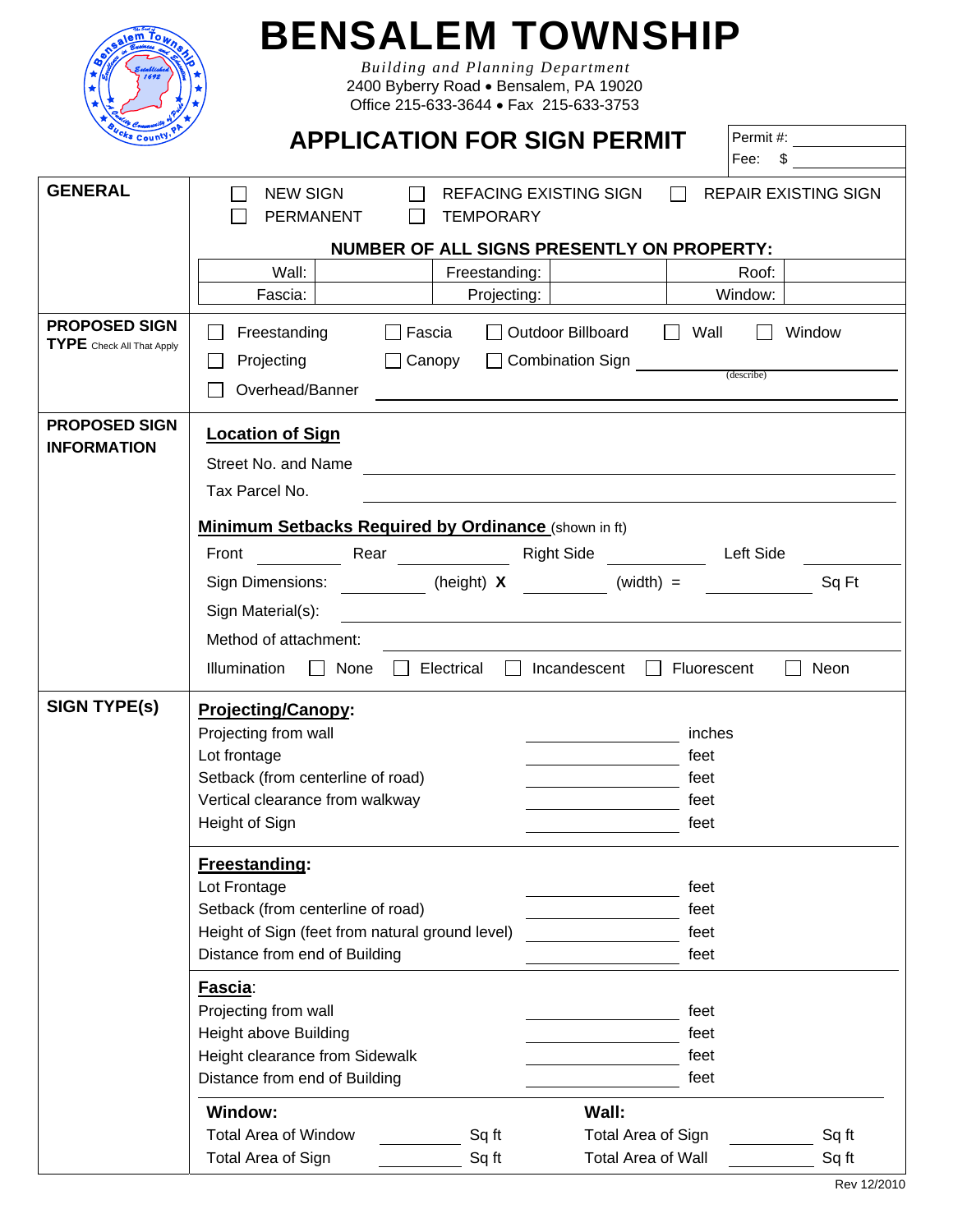# BENSALEM TOWNSHIP

*Building and Planning Department*
2400 Byberry Road • Bensalem, PA 19020
Office 215-633-3644 • Fax 215-633-3753

## APPLICATION FOR SIGN PERMIT

Permit #: ____________
Fee: $ ____________

---

**GENERAL**

☐ NEW SIGN ☐ REFACING EXISTING SIGN ☐ REPAIR EXISTING SIGN
☐ PERMANENT ☐ TEMPORARY

**NUMBER OF ALL SIGNS PRESENTLY ON PROPERTY:**

| Wall: | | Freestanding: | | Roof: | |
|---|---|---|---|---|---|
| Fascia: | | Projecting: | | Window: | |

---

**PROPOSED SIGN TYPE** Check All That Apply

☐ Freestanding ☐ Fascia ☐ Outdoor Billboard ☐ Wall ☐ Window
☐ Projecting ☐ Canopy ☐ Combination Sign ____________ (describe)
☐ Overhead/Banner ____________

---

**PROPOSED SIGN INFORMATION**

**Location of Sign**

Street No. and Name ____________

Tax Parcel No. ____________

**Minimum Setbacks Required by Ordinance** (shown in ft)

Front ________ Rear ________ Right Side ________ Left Side ________

Sign Dimensions: ________ (height) **X** ________ (width) = ________ Sq Ft

Sign Material(s): ____________

Method of attachment: ____________

Illumination ☐ None ☐ Electrical ☐ Incandescent ☐ Fluorescent ☐ Neon

---

**SIGN TYPE(s)**

**Projecting/Canopy:**

| | | |
|---|---|---|
| Projecting from wall | ________ | inches |
| Lot frontage | ________ | feet |
| Setback (from centerline of road) | ________ | feet |
| Vertical clearance from walkway | ________ | feet |
| Height of Sign | ________ | feet |

**Freestanding:**

| | | |
|---|---|---|
| Lot Frontage | ________ | feet |
| Setback (from centerline of road) | ________ | feet |
| Height of Sign (feet from natural ground level) | ________ | feet |
| Distance from end of Building | ________ | feet |

**Fascia**:

| | | |
|---|---|---|
| Projecting from wall | ________ | feet |
| Height above Building | ________ | feet |
| Height clearance from Sidewalk | ________ | feet |
| Distance from end of Building | ________ | feet |

**Window:**

| | | |
|---|---|---|
| Total Area of Window | ________ | Sq ft |
| Total Area of Sign | ________ | Sq ft |

**Wall:**

| | | |
|---|---|---|
| Total Area of Sign | ________ | Sq ft |
| Total Area of Wall | ________ | Sq ft |

Rev 12/2010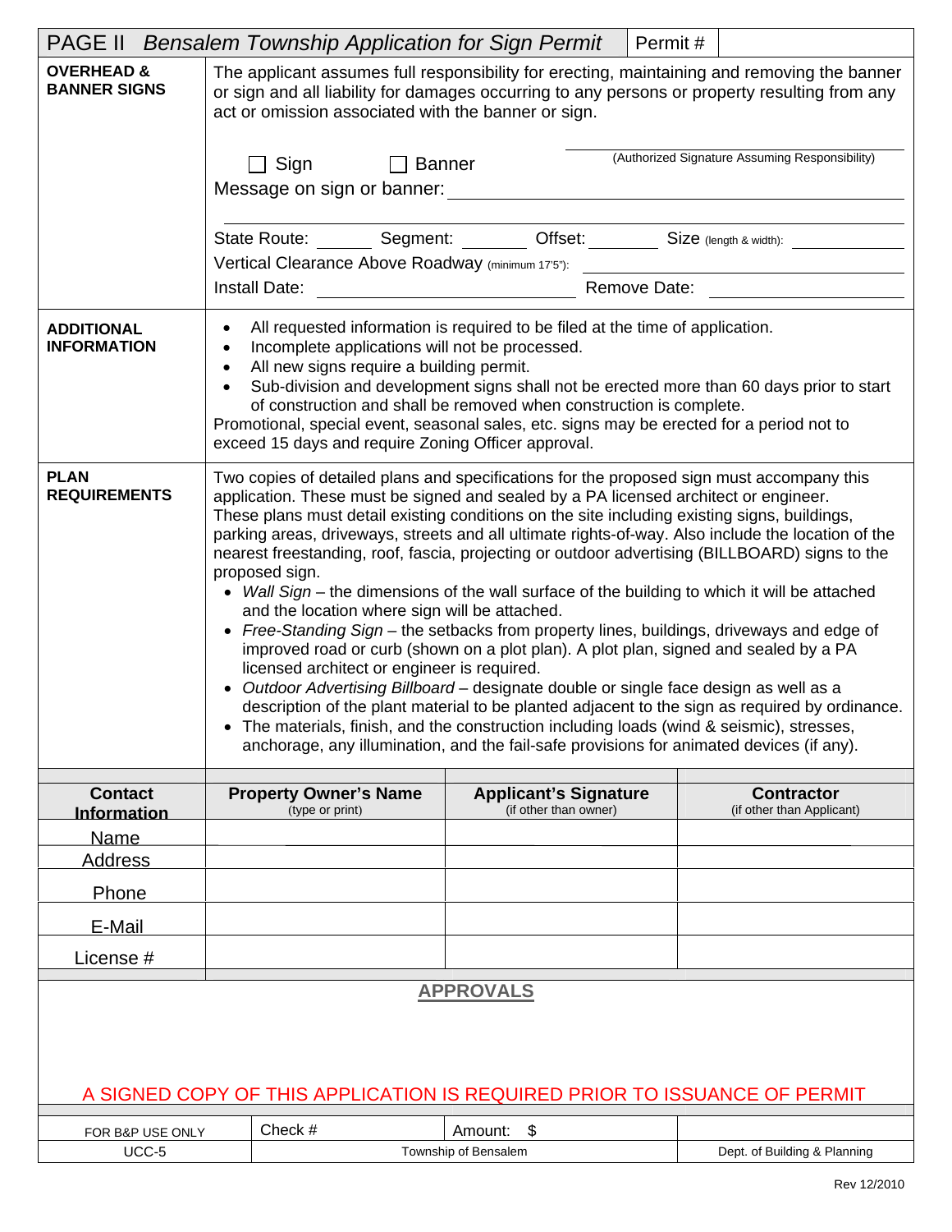| PAGE II *Bensalem Township Application for Sign Permit* | Permit # | |
|---|---|---|

**OVERHEAD & BANNER SIGNS**

The applicant assumes full responsibility for erecting, maintaining and removing the banner or sign and all liability for damages occurring to any persons or property resulting from any act or omission associated with the banner or sign.

☐ Sign ☐ Banner

_________________________ (Authorized Signature Assuming Responsibility)

Message on sign or banner: _________________________

_________________________

State Route: ______ Segment: _______ Offset: _______ Size (length & width): __________

Vertical Clearance Above Roadway (minimum 17'5"): __________

Install Date: __________ Remove Date: __________

**ADDITIONAL INFORMATION**

- All requested information is required to be filed at the time of application.
- Incomplete applications will not be processed.
- All new signs require a building permit.
- Sub-division and development signs shall not be erected more than 60 days prior to start of construction and shall be removed when construction is complete.

Promotional, special event, seasonal sales, etc. signs may be erected for a period not to exceed 15 days and require Zoning Officer approval.

**PLAN REQUIREMENTS**

Two copies of detailed plans and specifications for the proposed sign must accompany this application. These must be signed and sealed by a PA licensed architect or engineer. These plans must detail existing conditions on the site including existing signs, buildings, parking areas, driveways, streets and all ultimate rights-of-way. Also include the location of the nearest freestanding, roof, fascia, projecting or outdoor advertising (BILLBOARD) signs to the proposed sign.

- *Wall Sign* – the dimensions of the wall surface of the building to which it will be attached and the location where sign will be attached.
- *Free-Standing Sign* – the setbacks from property lines, buildings, driveways and edge of improved road or curb (shown on a plot plan). A plot plan, signed and sealed by a PA licensed architect or engineer is required.
- *Outdoor Advertising Billboard* – designate double or single face design as well as a description of the plant material to be planted adjacent to the sign as required by ordinance.
- The materials, finish, and the construction including loads (wind & seismic), stresses, anchorage, any illumination, and the fail-safe provisions for animated devices (if any).

| Contact Information | Property Owner's Name (type or print) | Applicant's Signature (if other than owner) | Contractor (if other than Applicant) |
|---|---|---|---|
| Name | | | |
| Address | | | |
| Phone | | | |
| E-Mail | | | |
| License # | | | |

**APPROVALS**

A SIGNED COPY OF THIS APPLICATION IS REQUIRED PRIOR TO ISSUANCE OF PERMIT

| FOR B&P USE ONLY | Check # | Amount: $ | |
|---|---|---|---|
| UCC-5 | Township of Bensalem | | Dept. of Building & Planning |

Rev 12/2010